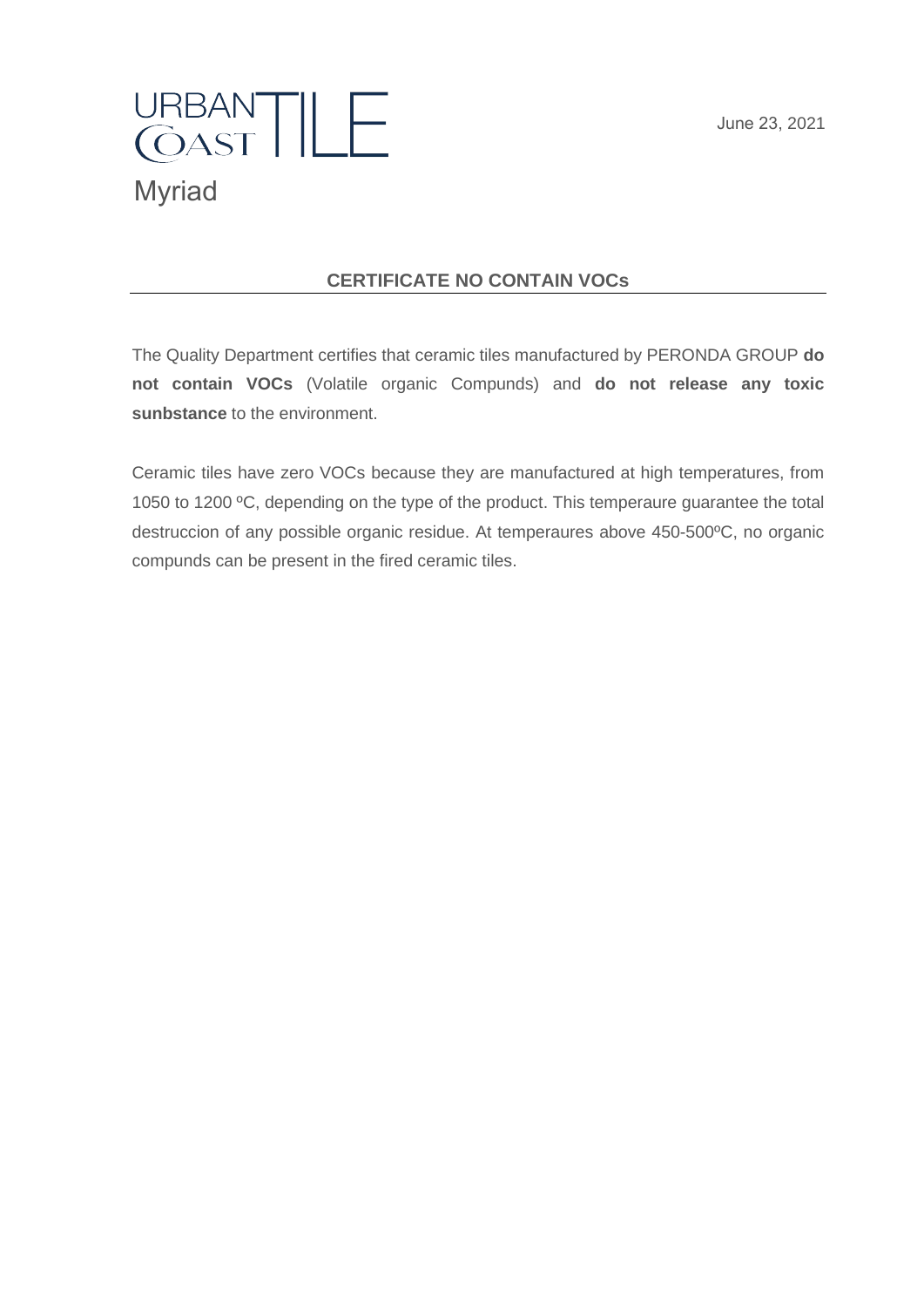URBAN COAST TILE

Myriad

June 23, 2021

## CERTIFICATE NO CONTAIN VOCs

The Quality Department certifies that ceramic tiles manufactured by PERONDA GROUP **do not contain VOCs** (Volatile organic Compunds) and **do not release any toxic sunbstance** to the environment.

Ceramic tiles have zero VOCs because they are manufactured at high temperatures, from 1050 to 1200 ºC, depending on the type of the product. This temperaure guarantee the total destruccion of any possible organic residue. At temperaures above 450-500ºC, no organic compunds can be present in the fired ceramic tiles.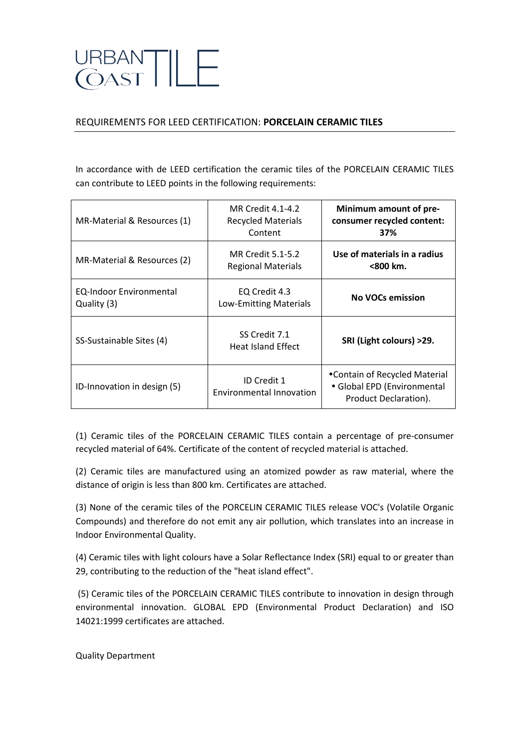URBAN COAST TILE

REQUIREMENTS FOR LEED CERTIFICATION: **PORCELAIN CERAMIC TILES**

In accordance with de LEED certification the ceramic tiles of the PORCELAIN CERAMIC TILES can contribute to LEED points in the following requirements:

| | | |
|---|---|---|
| MR-Material & Resources (1) | MR Credit 4.1-4.2<br>Recycled Materials Content | **Minimum amount of pre-consumer recycled content: 37%** |
| MR-Material & Resources (2) | MR Credit 5.1-5.2<br>Regional Materials | **Use of materials in a radius <800 km.** |
| EQ-Indoor Environmental Quality (3) | EQ Credit 4.3<br>Low-Emitting Materials | **No VOCs emission** |
| SS-Sustainable Sites (4) | SS Credit 7.1<br>Heat Island Effect | **SRI (Light colours) >29.** |
| ID-Innovation in design (5) | ID Credit 1<br>Environmental Innovation | •Contain of Recycled Material<br>• Global EPD (Environmental Product Declaration). |

(1) Ceramic tiles of the PORCELAIN CERAMIC TILES contain a percentage of pre-consumer recycled material of 64%. Certificate of the content of recycled material is attached.

(2) Ceramic tiles are manufactured using an atomized powder as raw material, where the distance of origin is less than 800 km. Certificates are attached.

(3) None of the ceramic tiles of the PORCELIN CERAMIC TILES release VOC's (Volatile Organic Compounds) and therefore do not emit any air pollution, which translates into an increase in Indoor Environmental Quality.

(4) Ceramic tiles with light colours have a Solar Reflectance Index (SRI) equal to or greater than 29, contributing to the reduction of the "heat island effect".

(5) Ceramic tiles of the PORCELAIN CERAMIC TILES contribute to innovation in design through environmental innovation. GLOBAL EPD (Environmental Product Declaration) and ISO 14021:1999 certificates are attached.

Quality Department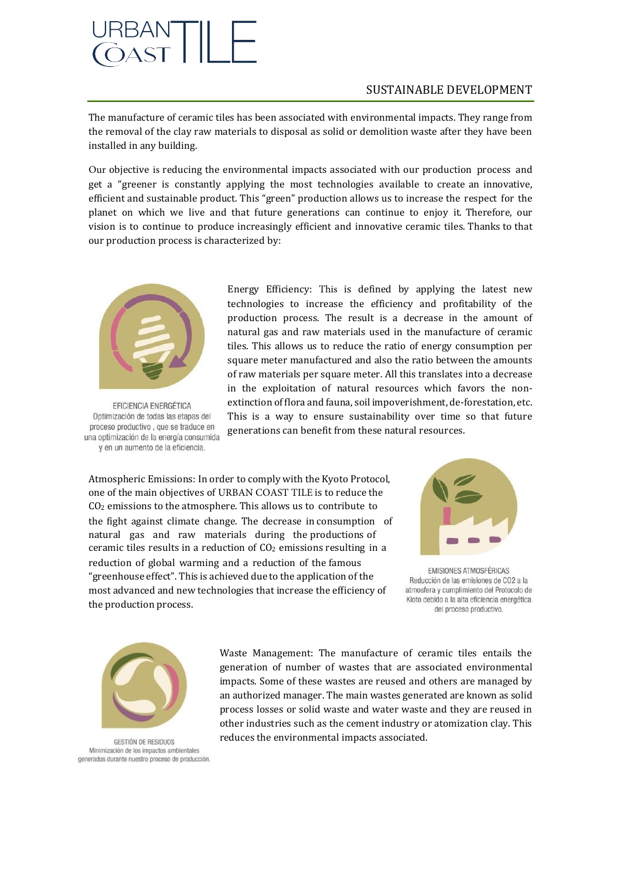URBAN COAST TILE

## SUSTAINABLE DEVELOPMENT

The manufacture of ceramic tiles has been associated with environmental impacts. They range from the removal of the clay raw materials to disposal as solid or demolition waste after they have been installed in any building.

Our objective is reducing the environmental impacts associated with our production process and get a "greener is constantly applying the most technologies available to create an innovative, efficient and sustainable product. This "green" production allows us to increase the respect for the planet on which we live and that future generations can continue to enjoy it. Therefore, our vision is to continue to produce increasingly efficient and innovative ceramic tiles. Thanks to that our production process is characterized by:

EFICIENCIA ENERGÉTICA
Optimización de todas las etapas del proceso productivo , que se traduce en una optimización de la energía consumida y en un aumento de la eficiencia.

Energy Efficiency: This is defined by applying the latest new technologies to increase the efficiency and profitability of the production process. The result is a decrease in the amount of natural gas and raw materials used in the manufacture of ceramic tiles. This allows us to reduce the ratio of energy consumption per square meter manufactured and also the ratio between the amounts of raw materials per square meter. All this translates into a decrease in the exploitation of natural resources which favors the non-extinction of flora and fauna, soil impoverishment, de-forestation, etc. This is a way to ensure sustainability over time so that future generations can benefit from these natural resources.

Atmospheric Emissions: In order to comply with the Kyoto Protocol, one of the main objectives of URBAN COAST TILE is to reduce the $CO_2$ emissions to the atmosphere. This allows us to contribute to the fight against climate change. The decrease in consumption of natural gas and raw materials during the productions of ceramic tiles results in a reduction of $CO_2$ emissions resulting in a reduction of global warming and a reduction of the famous "greenhouse effect". This is achieved due to the application of the most advanced and new technologies that increase the efficiency of the production process.

EMISIONES ATMOSFÉRICAS
Reducción de las emisiones de CO2 a la atmosfera y cumplimiento del Protocolo de Kioto debido a la alta eficiencia energética del proceso productivo.

GESTIÓN DE RESIDUOS
Minimización de los impactos ambientales generados durante nuestro proceso de producción.

Waste Management: The manufacture of ceramic tiles entails the generation of number of wastes that are associated environmental impacts. Some of these wastes are reused and others are managed by an authorized manager. The main wastes generated are known as solid process losses or solid waste and water waste and they are reused in other industries such as the cement industry or atomization clay. This reduces the environmental impacts associated.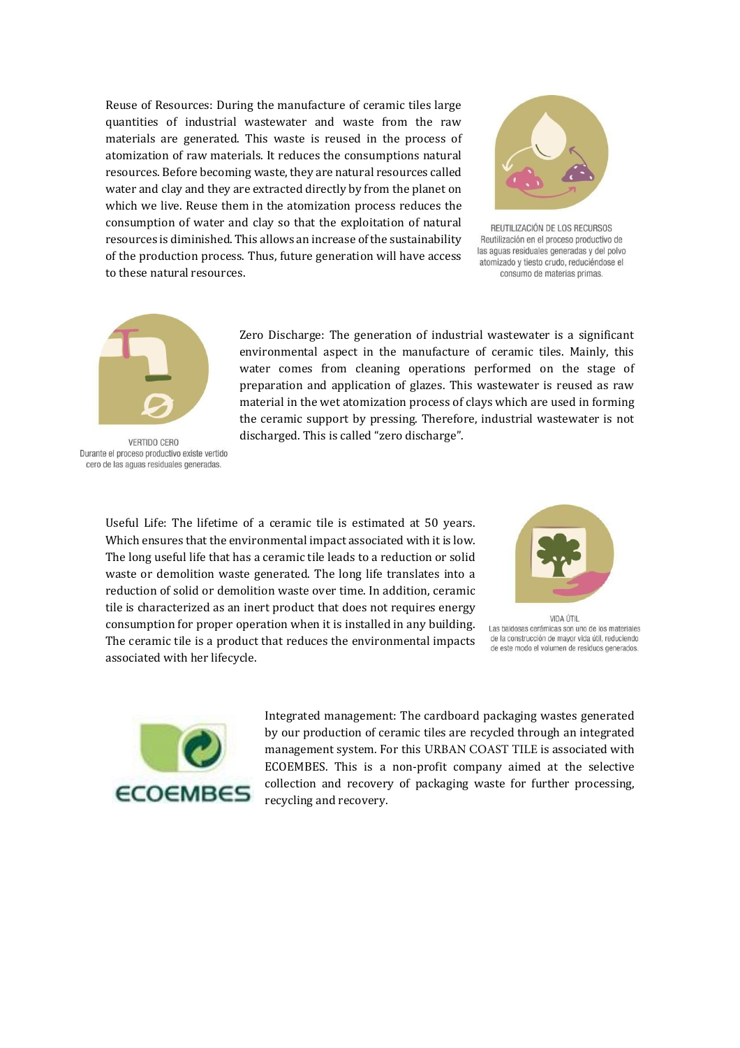Reuse of Resources: During the manufacture of ceramic tiles large quantities of industrial wastewater and waste from the raw materials are generated. This waste is reused in the process of atomization of raw materials. It reduces the consumptions natural resources. Before becoming waste, they are natural resources called water and clay and they are extracted directly by from the planet on which we live. Reuse them in the atomization process reduces the consumption of water and clay so that the exploitation of natural resources is diminished. This allows an increase of the sustainability of the production process. Thus, future generation will have access to these natural resources.

REUTILIZACIÓN DE LOS RECURSOS
Reutilización en el proceso productivo de las aguas residuales generadas y del polvo atomizado y tiesto crudo, reduciéndose el consumo de materias primas.

Zero Discharge: The generation of industrial wastewater is a significant environmental aspect in the manufacture of ceramic tiles. Mainly, this water comes from cleaning operations performed on the stage of preparation and application of glazes. This wastewater is reused as raw material in the wet atomization process of clays which are used in forming the ceramic support by pressing. Therefore, industrial wastewater is not discharged. This is called "zero discharge".

VERTIDO CERO
Durante el proceso productivo existe vertido cero de las aguas residuales generadas.

Useful Life: The lifetime of a ceramic tile is estimated at 50 years. Which ensures that the environmental impact associated with it is low. The long useful life that has a ceramic tile leads to a reduction or solid waste or demolition waste generated. The long life translates into a reduction of solid or demolition waste over time. In addition, ceramic tile is characterized as an inert product that does not requires energy consumption for proper operation when it is installed in any building. The ceramic tile is a product that reduces the environmental impacts associated with her lifecycle.

VIDA ÚTIL
Las baldosas cerámicas son uno de los materiales de la construcción de mayor vida útil, reduciendo de este modo el volumen de residuos generados.

ECOEMBES

Integrated management: The cardboard packaging wastes generated by our production of ceramic tiles are recycled through an integrated management system. For this URBAN COAST TILE is associated with ECOEMBES. This is a non-profit company aimed at the selective collection and recovery of packaging waste for further processing, recycling and recovery.